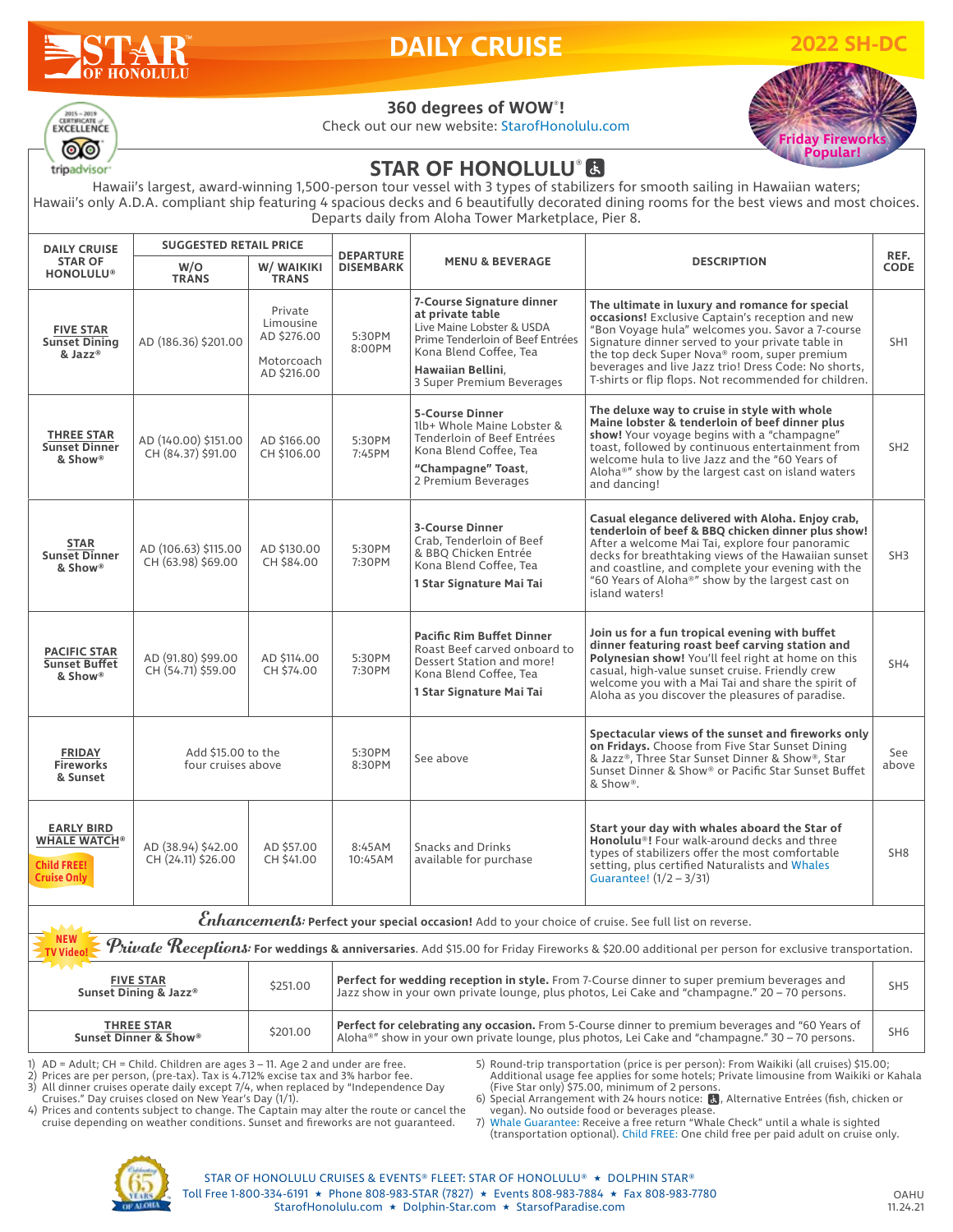# STAR OF HONOLULU

# DAILY CRUISE

**2022 SH-DC**

2015 – 2019 CERTIFICATE of EXCELLENCE tripadvisor

## 360 degrees of WOW®!

Check out our new website: StarofHonolulu.com

**Friday Fireworks Popular!**

## STAR OF HONOLULU®

Hawaii's largest, award-winning 1,500-person tour vessel with 3 types of stabilizers for smooth sailing in Hawaiian waters; Hawaii's only A.D.A. compliant ship featuring 4 spacious decks and 6 beautifully decorated dining rooms for the best views and most choices. Departs daily from Aloha Tower Marketplace, Pier 8.

| DAILY CRUISE STAR OF HONOLULU® | SUGGESTED RETAIL PRICE | | DEPARTURE DISEMBARK | MENU & BEVERAGE | DESCRIPTION | REF. CODE |
|---|---|---|---|---|---|---|
| | W/O TRANS | W/ WAIKIKI TRANS | | | | |
| **FIVE STAR Sunset Dining & Jazz®** | AD (186.36) $201.00 | Private Limousine AD $276.00<br>Motorcoach AD $216.00 | 5:30PM<br>8:00PM | **7-Course Signature dinner at private table**<br>Live Maine Lobster & USDA Prime Tenderloin of Beef Entrées<br>Kona Blend Coffee, Tea<br>**Hawaiian Bellini**,<br>3 Super Premium Beverages | **The ultimate in luxury and romance for special occasions!** Exclusive Captain's reception and new "Bon Voyage hula" welcomes you. Savor a 7-course Signature dinner served to your private table in the top deck Super Nova® room, super premium beverages and live Jazz trio! Dress Code: No shorts, T-shirts or flip flops. Not recommended for children. | SH1 |
| **THREE STAR Sunset Dinner & Show®** | AD (140.00) $151.00<br>CH (84.37) $91.00 | AD $166.00<br>CH $106.00 | 5:30PM<br>7:45PM | **5-Course Dinner**<br>1lb+ Whole Maine Lobster & Tenderloin of Beef Entrées<br>Kona Blend Coffee, Tea<br>**"Champagne" Toast**,<br>2 Premium Beverages | **The deluxe way to cruise in style with whole Maine lobster & tenderloin of beef dinner plus show!** Your voyage begins with a "champagne" toast, followed by continuous entertainment from welcome hula to live Jazz and the "60 Years of Aloha®" show by the largest cast on island waters and dancing! | SH2 |
| **STAR Sunset Dinner & Show®** | AD (106.63) $115.00<br>CH (63.98) $69.00 | AD $130.00<br>CH $84.00 | 5:30PM<br>7:30PM | **3-Course Dinner**<br>Crab, Tenderloin of Beef & BBQ Chicken Entrée<br>Kona Blend Coffee, Tea<br>**1 Star Signature Mai Tai** | **Casual elegance delivered with Aloha. Enjoy crab, tenderloin of beef & BBQ chicken dinner plus show!** After a welcome Mai Tai, explore four panoramic decks for breathtaking views of the Hawaiian sunset and coastline, and complete your evening with the "60 Years of Aloha®" show by the largest cast on island waters! | SH3 |
| **PACIFIC STAR Sunset Buffet & Show®** | AD (91.80) $99.00<br>CH (54.71) $59.00 | AD $114.00<br>CH $74.00 | 5:30PM<br>7:30PM | **Pacific Rim Buffet Dinner**<br>Roast Beef carved onboard to Dessert Station and more!<br>Kona Blend Coffee, Tea<br>**1 Star Signature Mai Tai** | **Join us for a fun tropical evening with buffet dinner featuring roast beef carving station and Polynesian show!** You'll feel right at home on this casual, high-value sunset cruise. Friendly crew welcome you with a Mai Tai and share the spirit of Aloha as you discover the pleasures of paradise. | SH4 |
| **FRIDAY Fireworks & Sunset** | Add $15.00 to the four cruises above | | 5:30PM<br>8:30PM | See above | **Spectacular views of the sunset and fireworks only on Fridays.** Choose from Five Star Sunset Dining & Jazz®, Three Star Sunset Dinner & Show®, Star Sunset Dinner & Show® or Pacific Star Sunset Buffet & Show®. | See above |
| **EARLY BIRD WHALE WATCH®**<br>Child FREE! Cruise Only | AD (38.94) $42.00<br>CH (24.11) $26.00 | AD $57.00<br>CH $41.00 | 8:45AM<br>10:45AM | Snacks and Drinks available for purchase | **Start your day with whales aboard the Star of Honolulu®!** Four walk-around decks and three types of stabilizers offer the most comfortable setting, plus certified Naturalists and Whales Guarantee! (1/2 – 3/31) | SH8 |

***Enhancements:*** **Perfect your special occasion!** Add to your choice of cruise. See full list on reverse.

NEW TV Video! ***Private Receptions:*** **For weddings & anniversaries**. Add $15.00 for Friday Fireworks & $20.00 additional per person for exclusive transportation.

| | | | |
|---|---|---|---|
| **FIVE STAR Sunset Dining & Jazz®** | $251.00 | **Perfect for wedding reception in style.** From 7-Course dinner to super premium beverages and Jazz show in your own private lounge, plus photos, Lei Cake and "champagne." 20 – 70 persons. | SH5 |
| **THREE STAR Sunset Dinner & Show®** | $201.00 | **Perfect for celebrating any occasion.** From 5-Course dinner to premium beverages and "60 Years of Aloha®" show in your own private lounge, plus photos, Lei Cake and "champagne." 30 – 70 persons. | SH6 |

1) AD = Adult; CH = Child. Children are ages 3 – 11. Age 2 and under are free.
2) Prices are per person, (pre-tax). Tax is 4.712% excise tax and 3% harbor fee.
3) All dinner cruises operate daily except 7/4, when replaced by "Independence Day Cruises." Day cruises closed on New Year's Day (1/1).
4) Prices and contents subject to change. The Captain may alter the route or cancel the cruise depending on weather conditions. Sunset and fireworks are not guaranteed.
5) Round-trip transportation (price is per person): From Waikiki (all cruises) $15.00; Additional usage fee applies for some hotels; Private limousine from Waikiki or Kahala (Five Star only) $75.00, minimum of 2 persons.
6) Special Arrangement with 24 hours notice: ♿, Alternative Entrées (fish, chicken or vegan). No outside food or beverages please.
7) Whale Guarantee: Receive a free return "Whale Check" until a whale is sighted (transportation optional). Child FREE: One child free per paid adult on cruise only.

Celebrating 65 YEARS OF ALOHA

STAR OF HONOLULU CRUISES & EVENTS® FLEET: STAR OF HONOLULU® ★ DOLPHIN STAR®
Toll Free 1-800-334-6191 ★ Phone 808-983-STAR (7827) ★ Events 808-983-7884 ★ Fax 808-983-7780
StarofHonolulu.com ★ Dolphin-Star.com ★ StarsofParadise.com

OAHU 11.24.21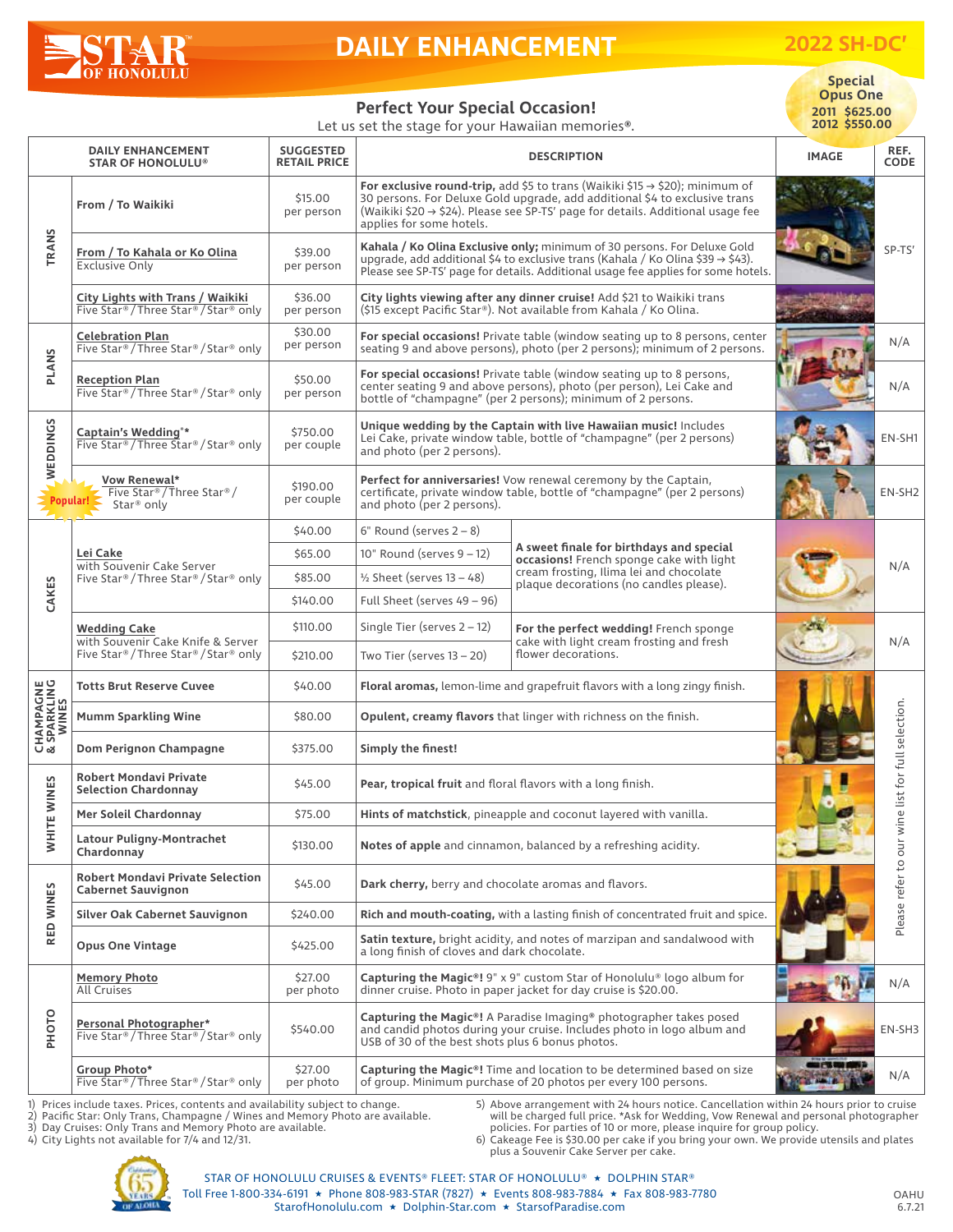# DAILY ENHANCEMENT

**2022 SH-DC'**

**Special Opus One**
**2011 $625.00**
**2012 $550.00**

## Perfect Your Special Occasion!

Let us set the stage for your Hawaiian memories®.

| | DAILY ENHANCEMENT STAR OF HONOLULU® | SUGGESTED RETAIL PRICE | DESCRIPTION | | IMAGE | REF. CODE |
|---|---|---|---|---|---|---|
| TRANS | **From / To Waikiki** | $15.00 per person | **For exclusive round-trip,** add $5 to trans (Waikiki $15 → $20); minimum of 30 persons. For Deluxe Gold upgrade, add additional $4 to exclusive trans (Waikiki $20 → $24). Please see SP-TS' page for details. Additional usage fee applies for some hotels. | | | SP-TS' |
| TRANS | **From / To Kahala or Ko Olina** Exclusive Only | $39.00 per person | **Kahala / Ko Olina Exclusive only;** minimum of 30 persons. For Deluxe Gold upgrade, add additional $4 to exclusive trans (Kahala / Ko Olina $39 → $43). Please see SP-TS' page for details. Additional usage fee applies for some hotels. | | | SP-TS' |
| TRANS | **City Lights with Trans / Waikiki** Five Star® / Three Star® / Star® only | $36.00 per person | **City lights viewing after any dinner cruise!** Add $21 to Waikiki trans ($15 except Pacific Star®). Not available from Kahala / Ko Olina. | | | SP-TS' |
| PLANS | **Celebration Plan** Five Star® / Three Star® / Star® only | $30.00 per person | **For special occasions!** Private table (window seating up to 8 persons, center seating 9 and above persons), photo (per 2 persons); minimum of 2 persons. | | | N/A |
| PLANS | **Reception Plan** Five Star® / Three Star® / Star® only | $50.00 per person | **For special occasions!** Private table (window seating up to 8 persons, center seating 9 and above persons), photo (per person), Lei Cake and bottle of "champagne" (per 2 persons); minimum of 2 persons. | | | N/A |
| WEDDINGS | **Captain's Wedding**[*] Five Star® / Three Star® / Star® only | $750.00 per couple | **Unique wedding by the Captain with live Hawaiian music!** Includes Lei Cake, private window table, bottle of "champagne" (per 2 persons) and photo (per 2 persons). | | | EN-SH1 |
| WEDDINGS | Popular! **Vow Renewal*** Five Star® / Three Star® / Star® only | $190.00 per couple | **Perfect for anniversaries!** Vow renewal ceremony by the Captain, certificate, private window table, bottle of "champagne" (per 2 persons) and photo (per 2 persons). | | | EN-SH2 |
| CAKES | **Lei Cake** with Souvenir Cake Server Five Star® / Three Star® / Star® only | $40.00 | 6" Round (serves 2 – 8) | **A sweet finale for birthdays and special occasions!** French sponge cake with light cream frosting, Ilima lei and chocolate plaque decorations (no candles please). | | N/A |
| CAKES | | $65.00 | 10" Round (serves 9 – 12) | | | |
| CAKES | | $85.00 | ½ Sheet (serves 13 – 48) | | | |
| CAKES | | $140.00 | Full Sheet (serves 49 – 96) | | | |
| CAKES | **Wedding Cake** with Souvenir Cake Knife & Server Five Star® / Three Star® / Star® only | $110.00 | Single Tier (serves 2 – 12) | **For the perfect wedding!** French sponge cake with light cream frosting and fresh flower decorations. | | N/A |
| CAKES | | $210.00 | Two Tier (serves 13 – 20) | | | |
| CHAMPAGNE & SPARKLING WINES | **Totts Brut Reserve Cuvee** | $40.00 | **Floral aromas,** lemon-lime and grapefruit flavors with a long zingy finish. | | | Please refer to our wine list for full selection. |
| CHAMPAGNE & SPARKLING WINES | **Mumm Sparkling Wine** | $80.00 | **Opulent, creamy flavors** that linger with richness on the finish. | | | |
| CHAMPAGNE & SPARKLING WINES | **Dom Perignon Champagne** | $375.00 | **Simply the finest!** | | | |
| WHITE WINES | **Robert Mondavi Private Selection Chardonnay** | $45.00 | **Pear, tropical fruit** and floral flavors with a long finish. | | | |
| WHITE WINES | **Mer Soleil Chardonnay** | $75.00 | **Hints of matchstick,** pineapple and coconut layered with vanilla. | | | |
| WHITE WINES | **Latour Puligny-Montrachet Chardonnay** | $130.00 | **Notes of apple** and cinnamon, balanced by a refreshing acidity. | | | |
| RED WINES | **Robert Mondavi Private Selection Cabernet Sauvignon** | $45.00 | **Dark cherry,** berry and chocolate aromas and flavors. | | | |
| RED WINES | **Silver Oak Cabernet Sauvignon** | $240.00 | **Rich and mouth-coating,** with a lasting finish of concentrated fruit and spice. | | | |
| RED WINES | **Opus One Vintage** | $425.00 | **Satin texture,** bright acidity, and notes of marzipan and sandalwood with a long finish of cloves and dark chocolate. | | | |
| PHOTO | **Memory Photo** All Cruises | $27.00 per photo | **Capturing the Magic®!** 9" x 9" custom Star of Honolulu® logo album for dinner cruise. Photo in paper jacket for day cruise is $20.00. | | | N/A |
| PHOTO | **Personal Photographer*** Five Star® / Three Star® / Star® only | $540.00 | **Capturing the Magic®!** A Paradise Imaging® photographer takes posed and candid photos during your cruise. Includes photo in logo album and USB of 30 of the best shots plus 6 bonus photos. | | | EN-SH3 |
| PHOTO | **Group Photo*** Five Star® / Three Star® / Star® only | $27.00 per photo | **Capturing the Magic®!** Time and location to be determined based on size of group. Minimum purchase of 20 photos per every 100 persons. | | | N/A |

1) Prices include taxes. Prices, contents and availability subject to change.
2) Pacific Star: Only Trans, Champagne / Wines and Memory Photo are available.
3) Day Cruises: Only Trans and Memory Photo are available.
4) City Lights not available for 7/4 and 12/31.
5) Above arrangement with 24 hours notice. Cancellation within 24 hours prior to cruise will be charged full price. *Ask for Wedding, Vow Renewal and personal photographer policies. For parties of 10 or more, please inquire for group policy.
6) Cakeage Fee is $30.00 per cake if you bring your own. We provide utensils and plates plus a Souvenir Cake Server per cake.

STAR OF HONOLULU CRUISES & EVENTS® FLEET: STAR OF HONOLULU® ★ DOLPHIN STAR®
Toll Free 1-800-334-6191 ★ Phone 808-983-STAR (7827) ★ Events 808-983-7884 ★ Fax 808-983-7780
StarofHonolulu.com ★ Dolphin-Star.com ★ StarsofParadise.com

OAHU
6.7.21